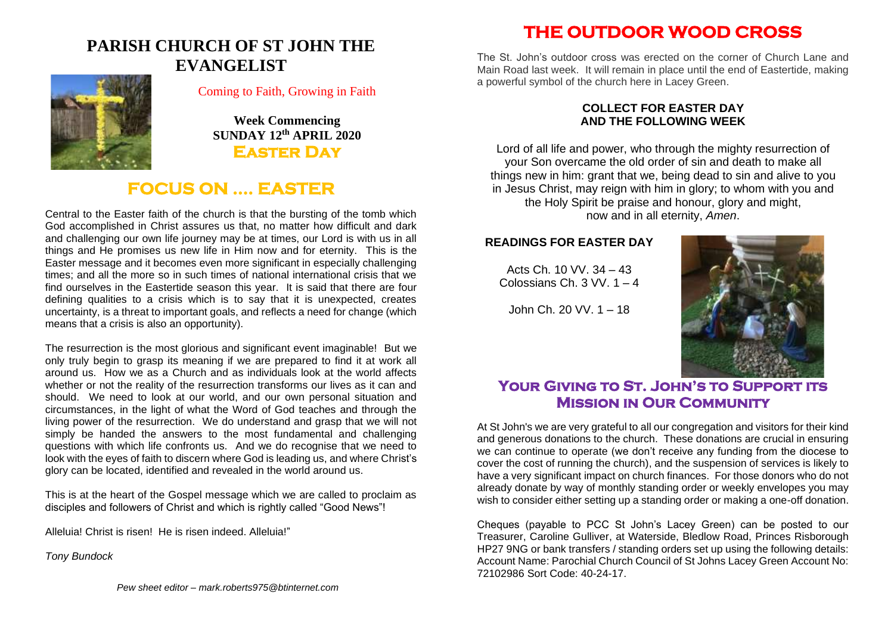# PARISH CHURCH OF ST JOHN THE EVANGELIST

Coming to Faith, Growing in Faith

**Week Commencing**
**SUNDAY 12th APRIL 2020**
**EASTER DAY**

## FOCUS ON .... EASTER

Central to the Easter faith of the church is that the bursting of the tomb which God accomplished in Christ assures us that, no matter how difficult and dark and challenging our own life journey may be at times, our Lord is with us in all things and He promises us new life in Him now and for eternity. This is the Easter message and it becomes even more significant in especially challenging times; and all the more so in such times of national international crisis that we find ourselves in the Eastertide season this year. It is said that there are four defining qualities to a crisis which is to say that it is unexpected, creates uncertainty, is a threat to important goals, and reflects a need for change (which means that a crisis is also an opportunity).

The resurrection is the most glorious and significant event imaginable! But we only truly begin to grasp its meaning if we are prepared to find it at work all around us. How we as a Church and as individuals look at the world affects whether or not the reality of the resurrection transforms our lives as it can and should. We need to look at our world, and our own personal situation and circumstances, in the light of what the Word of God teaches and through the living power of the resurrection. We do understand and grasp that we will not simply be handed the answers to the most fundamental and challenging questions with which life confronts us. And we do recognise that we need to look with the eyes of faith to discern where God is leading us, and where Christ's glory can be located, identified and revealed in the world around us.

This is at the heart of the Gospel message which we are called to proclaim as disciples and followers of Christ and which is rightly called "Good News"!

Alleluia! Christ is risen! He is risen indeed. Alleluia!"

*Tony Bundock*

*Pew sheet editor – mark.roberts975@btinternet.com*

## THE OUTDOOR WOOD CROSS

The St. John's outdoor cross was erected on the corner of Church Lane and Main Road last week. It will remain in place until the end of Eastertide, making a powerful symbol of the church here in Lacey Green.

### COLLECT FOR EASTER DAY AND THE FOLLOWING WEEK

Lord of all life and power, who through the mighty resurrection of your Son overcame the old order of sin and death to make all things new in him: grant that we, being dead to sin and alive to you in Jesus Christ, may reign with him in glory; to whom with you and the Holy Spirit be praise and honour, glory and might, now and in all eternity, *Amen*.

### READINGS FOR EASTER DAY

Acts Ch. 10 VV. 34 – 43
Colossians Ch. 3 VV. 1 – 4

John Ch. 20 VV. 1 – 18

## YOUR GIVING TO ST. JOHN'S TO SUPPORT ITS MISSION IN OUR COMMUNITY

At St John's we are very grateful to all our congregation and visitors for their kind and generous donations to the church. These donations are crucial in ensuring we can continue to operate (we don't receive any funding from the diocese to cover the cost of running the church), and the suspension of services is likely to have a very significant impact on church finances. For those donors who do not already donate by way of monthly standing order or weekly envelopes you may wish to consider either setting up a standing order or making a one-off donation.

Cheques (payable to PCC St John's Lacey Green) can be posted to our Treasurer, Caroline Gulliver, at Waterside, Bledlow Road, Princes Risborough HP27 9NG or bank transfers / standing orders set up using the following details: Account Name: Parochial Church Council of St Johns Lacey Green Account No: 72102986 Sort Code: 40-24-17.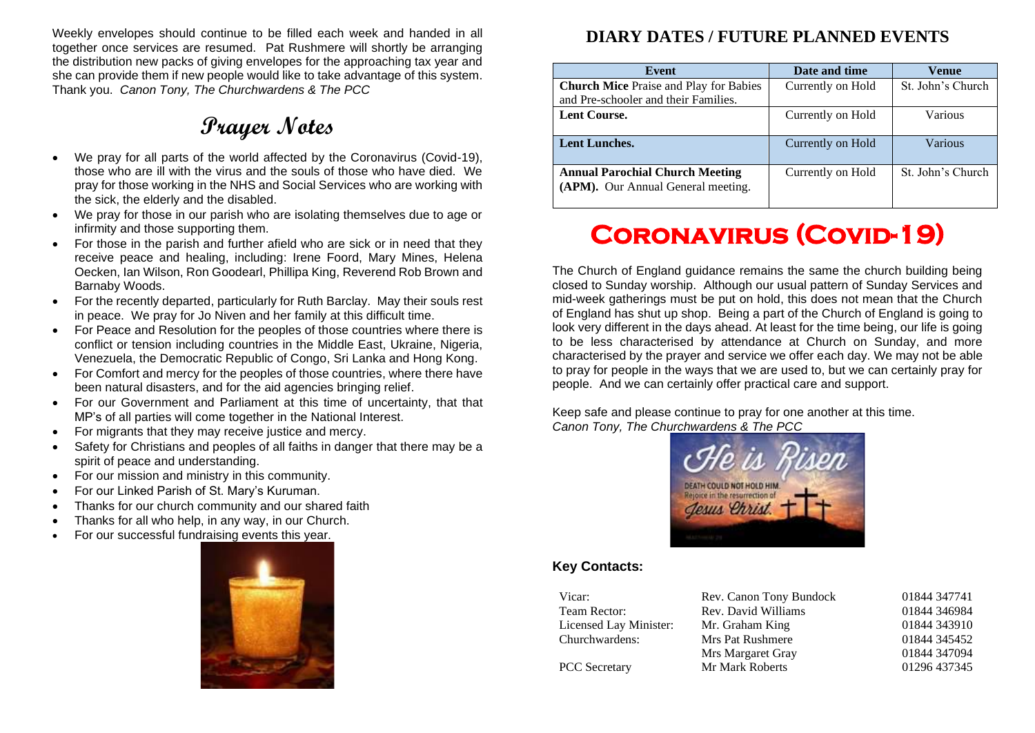Weekly envelopes should continue to be filled each week and handed in all together once services are resumed. Pat Rushmere will shortly be arranging the distribution new packs of giving envelopes for the approaching tax year and she can provide them if new people would like to take advantage of this system. Thank you. *Canon Tony, The Churchwardens & The PCC*

# Prayer Notes

- We pray for all parts of the world affected by the Coronavirus (Covid-19), those who are ill with the virus and the souls of those who have died. We pray for those working in the NHS and Social Services who are working with the sick, the elderly and the disabled.
- We pray for those in our parish who are isolating themselves due to age or infirmity and those supporting them.
- For those in the parish and further afield who are sick or in need that they receive peace and healing, including: Irene Foord, Mary Mines, Helena Oecken, Ian Wilson, Ron Goodearl, Phillipa King, Reverend Rob Brown and Barnaby Woods.
- For the recently departed, particularly for Ruth Barclay. May their souls rest in peace. We pray for Jo Niven and her family at this difficult time.
- For Peace and Resolution for the peoples of those countries where there is conflict or tension including countries in the Middle East, Ukraine, Nigeria, Venezuela, the Democratic Republic of Congo, Sri Lanka and Hong Kong.
- For Comfort and mercy for the peoples of those countries, where there have been natural disasters, and for the aid agencies bringing relief.
- For our Government and Parliament at this time of uncertainty, that that MP's of all parties will come together in the National Interest.
- For migrants that they may receive justice and mercy.
- Safety for Christians and peoples of all faiths in danger that there may be a spirit of peace and understanding.
- For our mission and ministry in this community.
- For our Linked Parish of St. Mary's Kuruman.
- Thanks for our church community and our shared faith
- Thanks for all who help, in any way, in our Church.
- For our successful fundraising events this year.

## DIARY DATES / FUTURE PLANNED EVENTS

| Event | Date and time | Venue |
|---|---|---|
| **Church Mice** Praise and Play for Babies and Pre-schooler and their Families. | Currently on Hold | St. John's Church |
| **Lent Course.** | Currently on Hold | Various |
| **Lent Lunches.** | Currently on Hold | Various |
| **Annual Parochial Church Meeting (APM).** Our Annual General meeting. | Currently on Hold | St. John's Church |

# Coronavirus (Covid-19)

The Church of England guidance remains the same the church building being closed to Sunday worship. Although our usual pattern of Sunday Services and mid-week gatherings must be put on hold, this does not mean that the Church of England has shut up shop. Being a part of the Church of England is going to look very different in the days ahead. At least for the time being, our life is going to be less characterised by attendance at Church on Sunday, and more characterised by the prayer and service we offer each day. We may not be able to pray for people in the ways that we are used to, but we can certainly pray for people. And we can certainly offer practical care and support.

Keep safe and please continue to pray for one another at this time.
*Canon Tony, The Churchwardens & The PCC*

### Key Contacts:

| | | |
|---|---|---|
| Vicar: | Rev. Canon Tony Bundock | 01844 347741 |
| Team Rector: | Rev. David Williams | 01844 346984 |
| Licensed Lay Minister: | Mr. Graham King | 01844 343910 |
| Churchwardens: | Mrs Pat Rushmere | 01844 345452 |
| | Mrs Margaret Gray | 01844 347094 |
| PCC Secretary | Mr Mark Roberts | 01296 437345 |